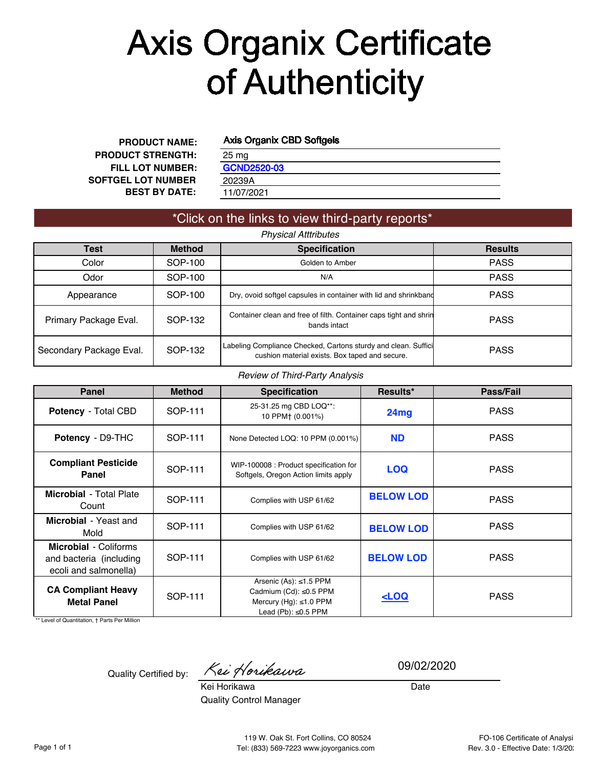# Axis Organix Certificate of Authenticity

| | |
|---|---|
| **PRODUCT NAME:** | Axis Organix CBD Softgels |
| **PRODUCT STRENGTH:** | 25 mg |
| **FILL LOT NUMBER:** | GCND2520-03 |
| **SOFTGEL LOT NUMBER** | 20239A |
| **BEST BY DATE:** | 11/07/2021 |

## *Click on the links to view third-party reports*

*Physical Atttributes*

| Test | Method | Specification | Results |
|---|---|---|---|
| Color | SOP-100 | Golden to Amber | PASS |
| Odor | SOP-100 | N/A | PASS |
| Appearance | SOP-100 | Dry, ovoid softgel capsules in container with lid and shrinkband | PASS |
| Primary Package Eval. | SOP-132 | Container clean and free of filth. Container caps tight and shrin bands intact | PASS |
| Secondary Package Eval. | SOP-132 | Labeling Compliance Checked, Cartons sturdy and clean. Suffici cushion material exists. Box taped and secure. | PASS |

*Review of Third-Party Analysis*

| Panel | Method | Specification | Results* | Pass/Fail |
|---|---|---|---|---|
| **Potency** - Total CBD | SOP-111 | 25-31.25 mg CBD LOQ**: 10 PPM† (0.001%) | **24mg** | PASS |
| **Potency** - D9-THC | SOP-111 | None Detected LOQ: 10 PPM (0.001%) | **ND** | PASS |
| **Compliant Pesticide Panel** | SOP-111 | WIP-100008 : Product specification for Softgels, Oregon Action limits apply | **LOQ** | PASS |
| **Microbial** - Total Plate Count | SOP-111 | Complies with USP 61/62 | **BELOW LOD** | PASS |
| **Microbial** - Yeast and Mold | SOP-111 | Complies with USP 61/62 | **BELOW LOD** | PASS |
| **Microbial** - Coliforms and bacteria (including ecoli and salmonella) | SOP-111 | Complies with USP 61/62 | **BELOW LOD** | PASS |
| **CA Compliant Heavy Metal Panel** | SOP-111 | Arsenic (As): ≤1.5 PPM<br>Cadmium (Cd): ≤0.5 PPM<br>Mercury (Hg): ≤1.0 PPM<br>Lead (Pb): ≤0.5 PPM | **<LOQ** | PASS |

** Level of Quantitation, † Parts Per Million

Quality Certified by: *Kei Horikawa*
Kei Horikawa
Quality Control Manager

Date: 09/02/2020

119 W. Oak St. Fort Collins, CO 80524
Tel: (833) 569-7223 www.joyorganics.com

FO-106 Certificate of Analysi
Rev. 3.0 - Effective Date: 1/3/20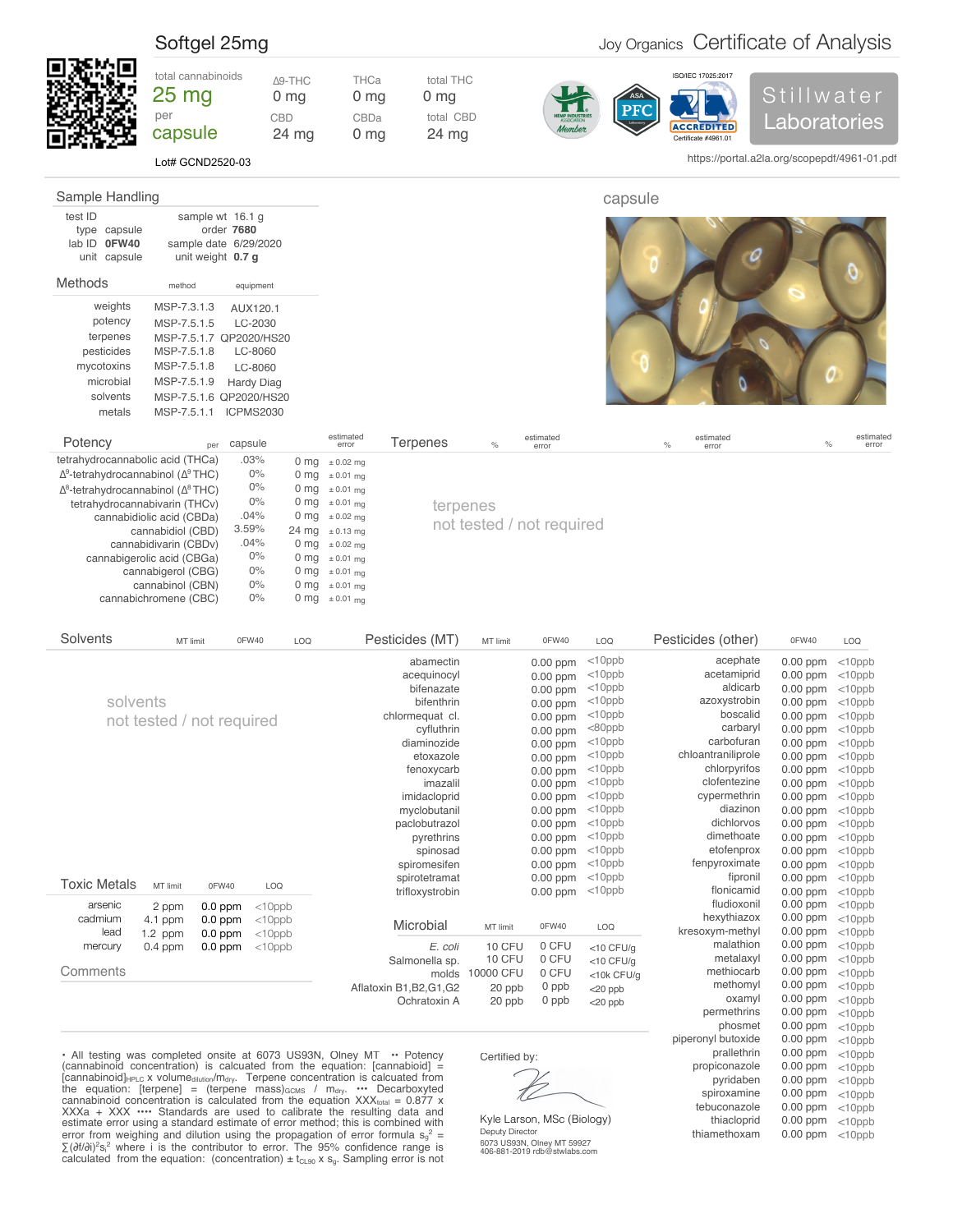# Softgel 25mg

Joy Organics **Certificate of Analysis**

| total cannabinoids | Δ9-THC | THCa | total THC |
|---|---|---|---|
| 25 mg per capsule | 0 mg | 0 mg | 0 mg |
| | CBD | CBDa | total CBD |
| | 24 mg | 0 mg | 24 mg |

Lot# GCND2520-03

ISO/IEC 17025:2017 ACCREDITED Certificate #4961.01

Stillwater Laboratories

https://portal.a2la.org/scopepdf/4961-01.pdf

## Sample Handling

| | | | |
|---|---|---|---|
| test ID | | sample wt | 16.1 g |
| type | capsule | order | **7680** |
| lab ID | **0FW40** | sample date | 6/29/2020 |
| unit | capsule | unit weight | **0.7 g** |

capsule

## Methods

| | method | equipment |
|---|---|---|
| weights | MSP-7.3.1.3 | AUX120.1 |
| potency | MSP-7.5.1.5 | LC-2030 |
| terpenes | MSP-7.5.1.7 | QP2020/HS20 |
| pesticides | MSP-7.5.1.8 | LC-8060 |
| mycotoxins | MSP-7.5.1.8 | LC-8060 |
| microbial | MSP-7.5.1.9 | Hardy Diag |
| solvents | MSP-7.5.1.6 | QP2020/HS20 |
| metals | MSP-7.5.1.1 | ICPMS2030 |

## Potency

| | | per capsule | estimated error |
|---|---|---|---|
| tetrahydrocannabolic acid (THCa) | .03% | 0 mg | ± 0.02 mg |
| Δ9-tetrahydrocannabinol (Δ9 THC) | 0% | 0 mg | ± 0.01 mg |
| Δ8-tetrahydrocannabinol (Δ8 THC) | 0% | 0 mg | ± 0.01 mg |
| tetrahydrocannabivarin (THCv) | 0% | 0 mg | ± 0.01 mg |
| cannabidiolic acid (CBDa) | .04% | 0 mg | ± 0.02 mg |
| cannabidiol (CBD) | 3.59% | 24 mg | ± 0.13 mg |
| cannabidivarin (CBDv) | .04% | 0 mg | ± 0.02 mg |
| cannabigerolic acid (CBGa) | 0% | 0 mg | ± 0.01 mg |
| cannabigerol (CBG) | 0% | 0 mg | ± 0.01 mg |
| cannabinol (CBN) | 0% | 0 mg | ± 0.01 mg |
| cannabichromene (CBC) | 0% | 0 mg | ± 0.01 mg |

## Terpenes

terpenes
not tested / not required

## Solvents

solvents
not tested / not required

## Pesticides (MT)

| | MT limit | 0FW40 | LOQ |
|---|---|---|---|
| abamectin | | 0.00 ppm | <10ppb |
| acequinocyl | | 0.00 ppm | <10ppb |
| bifenazate | | 0.00 ppm | <10ppb |
| bifenthrin | | 0.00 ppm | <10ppb |
| chlormequat cl. | | 0.00 ppm | <10ppb |
| cyfluthrin | | 0.00 ppm | <80ppb |
| diaminozide | | 0.00 ppm | <10ppb |
| etoxazole | | 0.00 ppm | <10ppb |
| fenoxycarb | | 0.00 ppm | <10ppb |
| imazalil | | 0.00 ppm | <10ppb |
| imidacloprid | | 0.00 ppm | <10ppb |
| myclobutanil | | 0.00 ppm | <10ppb |
| paclobutrazol | | 0.00 ppm | <10ppb |
| pyrethrins | | 0.00 ppm | <10ppb |
| spinosad | | 0.00 ppm | <10ppb |
| spiromesifen | | 0.00 ppm | <10ppb |
| spirotetramat | | 0.00 ppm | <10ppb |
| trifloxystrobin | | 0.00 ppm | <10ppb |

## Pesticides (other)

| | 0FW40 | LOQ |
|---|---|---|
| acephate | 0.00 ppm | <10ppb |
| acetamiprid | 0.00 ppm | <10ppb |
| aldicarb | 0.00 ppm | <10ppb |
| azoxystrobin | 0.00 ppm | <10ppb |
| boscalid | 0.00 ppm | <10ppb |
| carbaryl | 0.00 ppm | <10ppb |
| carbofuran | 0.00 ppm | <10ppb |
| chloantraniliprole | 0.00 ppm | <10ppb |
| chlorpyrifos | 0.00 ppm | <10ppb |
| clofentezine | 0.00 ppm | <10ppb |
| cypermethrin | 0.00 ppm | <10ppb |
| diazinon | 0.00 ppm | <10ppb |
| dichlorvos | 0.00 ppm | <10ppb |
| dimethoate | 0.00 ppm | <10ppb |
| etofenprox | 0.00 ppm | <10ppb |
| fenpyroximate | 0.00 ppm | <10ppb |
| fipronil | 0.00 ppm | <10ppb |
| flonicamid | 0.00 ppm | <10ppb |
| fludioxonil | 0.00 ppm | <10ppb |
| hexythiazox | 0.00 ppm | <10ppb |
| kresoxym-methyl | 0.00 ppm | <10ppb |
| malathion | 0.00 ppm | <10ppb |
| metalaxyl | 0.00 ppm | <10ppb |
| methiocarb | 0.00 ppm | <10ppb |
| methomyl | 0.00 ppm | <10ppb |
| oxamyl | 0.00 ppm | <10ppb |
| permethrins | 0.00 ppm | <10ppb |
| phosmet | 0.00 ppm | <10ppb |
| piperonyl butoxide | 0.00 ppm | <10ppb |
| prallethrin | 0.00 ppm | <10ppb |
| propiconazole | 0.00 ppm | <10ppb |
| pyridaben | 0.00 ppm | <10ppb |
| spiroxamine | 0.00 ppm | <10ppb |
| tebuconazole | 0.00 ppm | <10ppb |
| thiacloprid | 0.00 ppm | <10ppb |
| thiamethoxam | 0.00 ppm | <10ppb |

## Toxic Metals

| | MT limit | 0FW40 | LOQ |
|---|---|---|---|
| arsenic | 2 ppm | 0.0 ppm | <10ppb |
| cadmium | 4.1 ppm | 0.0 ppm | <10ppb |
| lead | 1.2 ppm | 0.0 ppm | <10ppb |
| mercury | 0.4 ppm | 0.0 ppm | <10ppb |

## Microbial

| | MT limit | 0FW40 | LOQ |
|---|---|---|---|
| *E. coli* | 10 CFU | 0 CFU | <10 CFU/g |
| Salmonella sp. | 10 CFU | 0 CFU | <10 CFU/g |
| molds | 10000 CFU | 0 CFU | <10k CFU/g |
| Aflatoxin B1,B2,G1,G2 | 20 ppb | 0 ppb | <20 ppb |
| Ochratoxin A | 20 ppb | 0 ppb | <20 ppb |

## Comments

• All testing was completed onsite at 6073 US93N, Olney MT •• Potency (cannabinoid concentration) is calculated from the equation: [cannabinoid] = $[\text{cannabinoid}]_{HPLC} \times \text{volume}_{dilution}/m_{dry}$. Terpene concentration is calcuated from the equation: [terpene] = $(\text{terpene mass})_{GCMS} / m_{dry}$. ••• Decarboxylted cannabinoid concentration is calculated from the equation $XXX_{total} = 0.877 \times XXXa + XXX$ •••• Standards are used to calibrate the resulting data and estimate error using a standard estimate of error method; this is combined with error from weighing and dilution using the propagation of error formula $s_g^2 = \sum(\partial f/\partial i)^2 s_i^2$ where i is the contributor to error. The 95% confidence range is calculated from the equation: (concentration) $\pm t_{CL90} \times s_g$. Sampling error is not

Certified by:

Kyle Larson, MSc (Biology)
Deputy Director
6073 US93N, Olney MT 59927
406-881-2019 rdb@stwlabs.com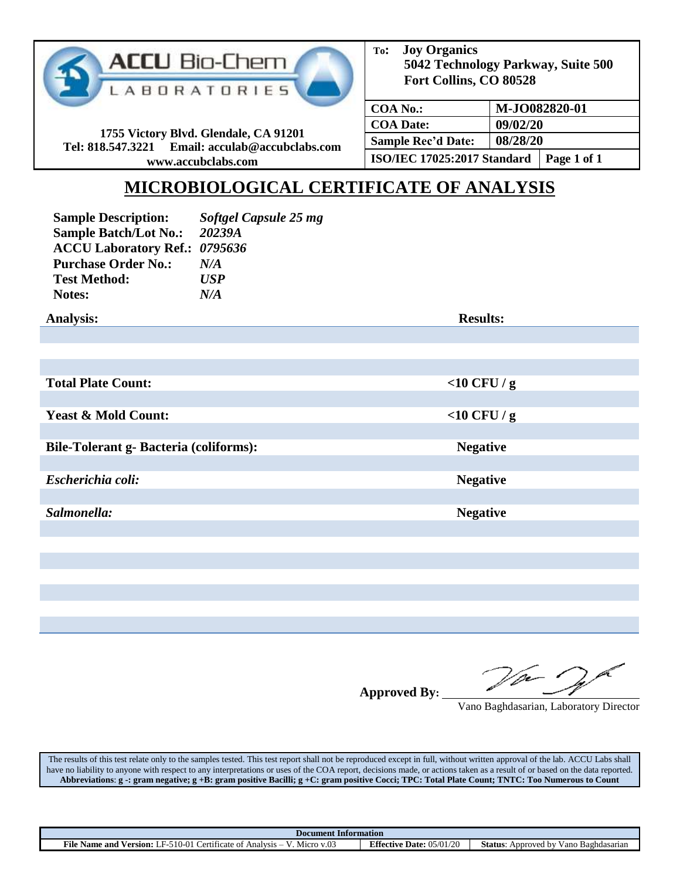ACCU Bio-Chem LABORATORIES

1755 Victory Blvd. Glendale, CA 91201
Tel: 818.547.3221 Email: acculab@accubclabs.com
www.accubclabs.com

**To: Joy Organics**
**5042 Technology Parkway, Suite 500**
**Fort Collins, CO 80528**

| | |
|---|---|
| **COA No.:** | **M-JO082820-01** |
| **COA Date:** | **09/02/20** |
| **Sample Rec'd Date:** | **08/28/20** |
| **ISO/IEC 17025:2017 Standard** | **Page 1 of 1** |

# MICROBIOLOGICAL CERTIFICATE OF ANALYSIS

**Sample Description:** *Softgel Capsule 25 mg*
**Sample Batch/Lot No.:** *20239A*
**ACCU Laboratory Ref.:** *0795636*
**Purchase Order No.:** *N/A*
**Test Method:** *USP*
**Notes:** *N/A*

| Analysis: | Results: |
|---|---|
| **Total Plate Count:** | **<10 CFU / g** |
| **Yeast & Mold Count:** | **<10 CFU / g** |
| **Bile-Tolerant g- Bacteria (coliforms):** | **Negative** |
| ***Escherichia coli:*** | **Negative** |
| ***Salmonella:*** | **Negative** |

**Approved By:**
Vano Baghdasarian, Laboratory Director

The results of this test relate only to the samples tested. This test report shall not be reproduced except in full, without written approval of the lab. ACCU Labs shall have no liability to anyone with respect to any interpretations or uses of the COA report, decisions made, or actions taken as a result of or based on the data reported.
**Abbreviations**: **g -: gram negative; g +B: gram positive Bacilli; g +C: gram positive Cocci; TPC: Total Plate Count; TNTC: Too Numerous to Count**

| Document Information | | |
|---|---|---|
| **File Name and Version:** LF-510-01 Certificate of Analysis – V. Micro v.03 | **Effective Date:** 05/01/20 | **Status**: Approved by Vano Baghdasarian |